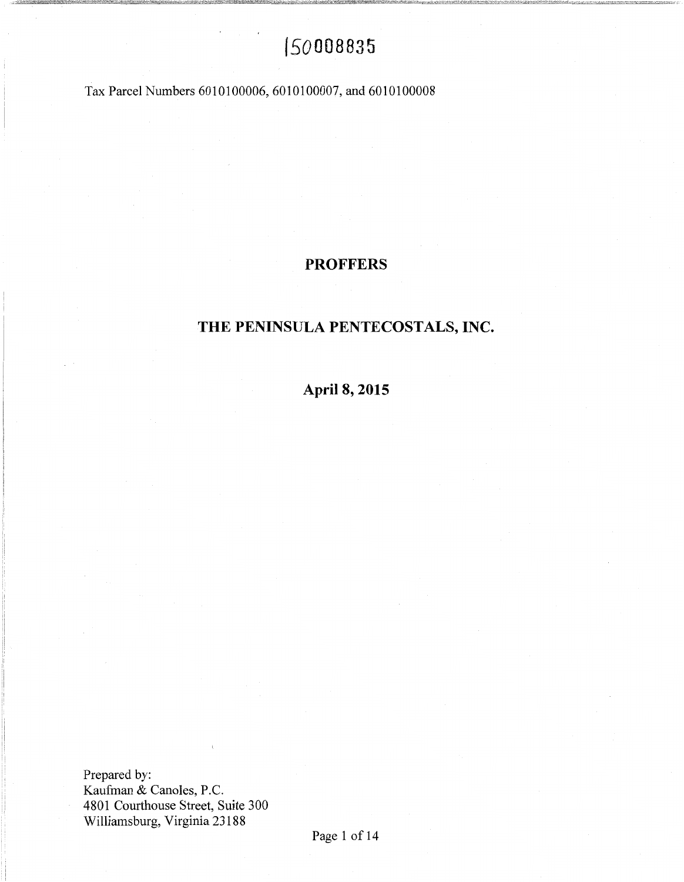150008835

Tax Parcel Numbers 6010100006, 6010100007, and 6010100008

# PROFFERS

# THE PENINSULA PENTECOSTALS, INC.

**April 8, 2015**

Prepared by:
Kaufman & Canoles, P.C.
4801 Courthouse Street, Suite 300
Williamsburg, Virginia 23188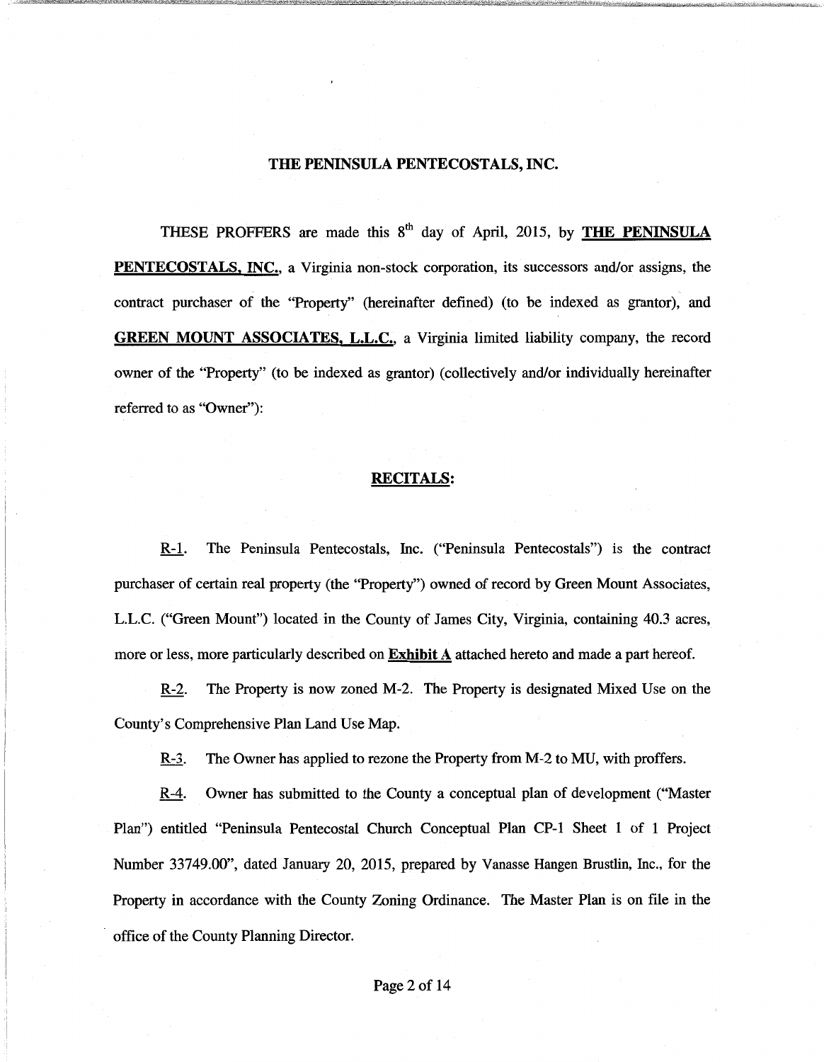**THE PENINSULA PENTECOSTALS, INC.**

THESE PROFFERS are made this 8th day of April, 2015, by **THE PENINSULA PENTECOSTALS, INC.**, a Virginia non-stock corporation, its successors and/or assigns, the contract purchaser of the "Property" (hereinafter defined) (to be indexed as grantor), and **GREEN MOUNT ASSOCIATES, L.L.C.**, a Virginia limited liability company, the record owner of the "Property" (to be indexed as grantor) (collectively and/or individually hereinafter referred to as "Owner"):

## RECITALS:

R-1. The Peninsula Pentecostals, Inc. ("Peninsula Pentecostals") is the contract purchaser of certain real property (the "Property") owned of record by Green Mount Associates, L.L.C. ("Green Mount") located in the County of James City, Virginia, containing 40.3 acres, more or less, more particularly described on **Exhibit A** attached hereto and made a part hereof.

R-2. The Property is now zoned M-2. The Property is designated Mixed Use on the County's Comprehensive Plan Land Use Map.

R-3. The Owner has applied to rezone the Property from M-2 to MU, with proffers.

R-4. Owner has submitted to the County a conceptual plan of development ("Master Plan") entitled "Peninsula Pentecostal Church Conceptual Plan CP-1 Sheet 1 of 1 Project Number 33749.00", dated January 20, 2015, prepared by Vanasse Hangen Brustlin, Inc., for the Property in accordance with the County Zoning Ordinance. The Master Plan is on file in the office of the County Planning Director.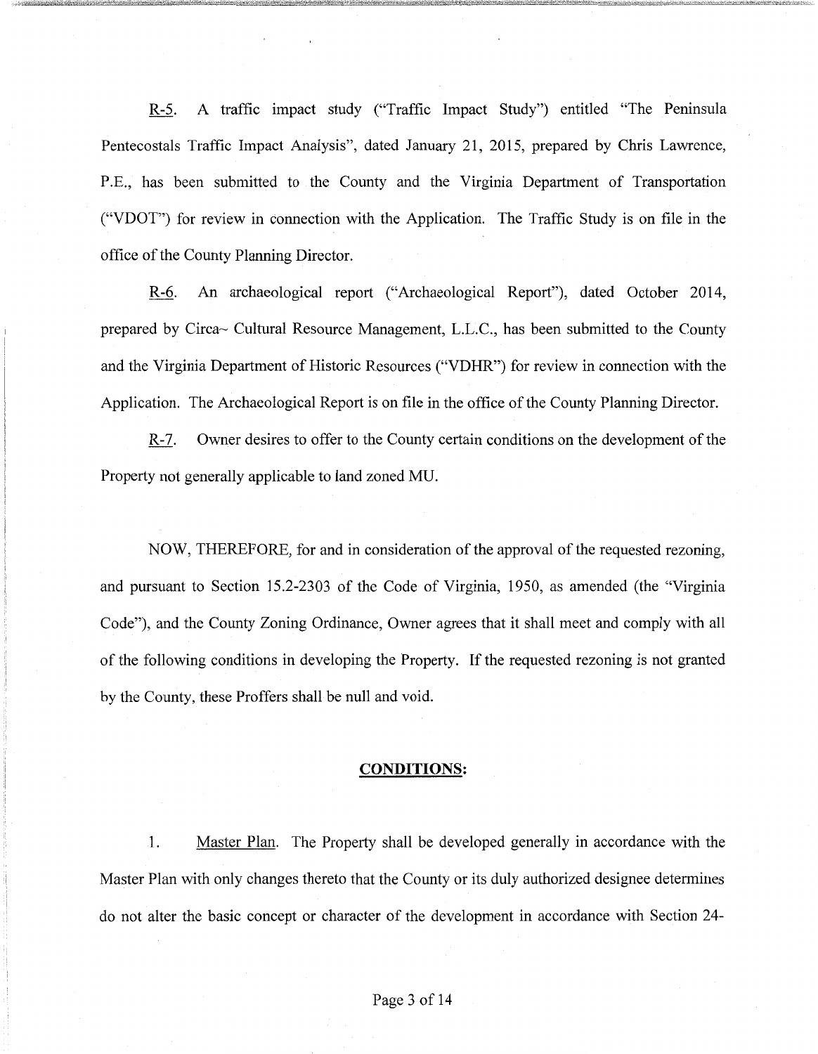R-5. A traffic impact study ("Traffic Impact Study") entitled "The Peninsula Pentecostals Traffic Impact Analysis", dated January 21, 2015, prepared by Chris Lawrence, P.E., has been submitted to the County and the Virginia Department of Transportation ("VDOT") for review in connection with the Application. The Traffic Study is on file in the office of the County Planning Director.

R-6. An archaeological report ("Archaeological Report"), dated October 2014, prepared by Circa~ Cultural Resource Management, L.L.C., has been submitted to the County and the Virginia Department of Historic Resources ("VDHR") for review in connection with the Application. The Archaeological Report is on file in the office of the County Planning Director.

R-7. Owner desires to offer to the County certain conditions on the development of the Property not generally applicable to land zoned MU.

NOW, THEREFORE, for and in consideration of the approval of the requested rezoning, and pursuant to Section 15.2-2303 of the Code of Virginia, 1950, as amended (the "Virginia Code"), and the County Zoning Ordinance, Owner agrees that it shall meet and comply with all of the following conditions in developing the Property. If the requested rezoning is not granted by the County, these Proffers shall be null and void.

## CONDITIONS:

1. Master Plan. The Property shall be developed generally in accordance with the Master Plan with only changes thereto that the County or its duly authorized designee determines do not alter the basic concept or character of the development in accordance with Section 24-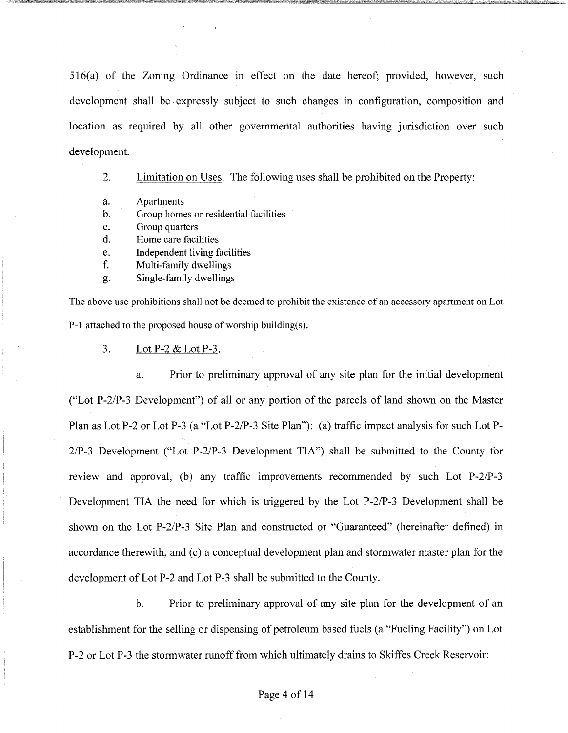516(a) of the Zoning Ordinance in effect on the date hereof; provided, however, such development shall be expressly subject to such changes in configuration, composition and location as required by all other governmental authorities having jurisdiction over such development.

2. Limitation on Uses. The following uses shall be prohibited on the Property:

a. Apartments
b. Group homes or residential facilities
c. Group quarters
d. Home care facilities
e. Independent living facilities
f. Multi-family dwellings
g. Single-family dwellings

The above use prohibitions shall not be deemed to prohibit the existence of an accessory apartment on Lot P-1 attached to the proposed house of worship building(s).

3. Lot P-2 & Lot P-3.

a. Prior to preliminary approval of any site plan for the initial development ("Lot P-2/P-3 Development") of all or any portion of the parcels of land shown on the Master Plan as Lot P-2 or Lot P-3 (a "Lot P-2/P-3 Site Plan"): (a) traffic impact analysis for such Lot P-2/P-3 Development ("Lot P-2/P-3 Development TIA") shall be submitted to the County for review and approval, (b) any traffic improvements recommended by such Lot P-2/P-3 Development TIA the need for which is triggered by the Lot P-2/P-3 Development shall be shown on the Lot P-2/P-3 Site Plan and constructed or "Guaranteed" (hereinafter defined) in accordance therewith, and (c) a conceptual development plan and stormwater master plan for the development of Lot P-2 and Lot P-3 shall be submitted to the County.

b. Prior to preliminary approval of any site plan for the development of an establishment for the selling or dispensing of petroleum based fuels (a "Fueling Facility") on Lot P-2 or Lot P-3 the stormwater runoff from which ultimately drains to Skiffes Creek Reservoir: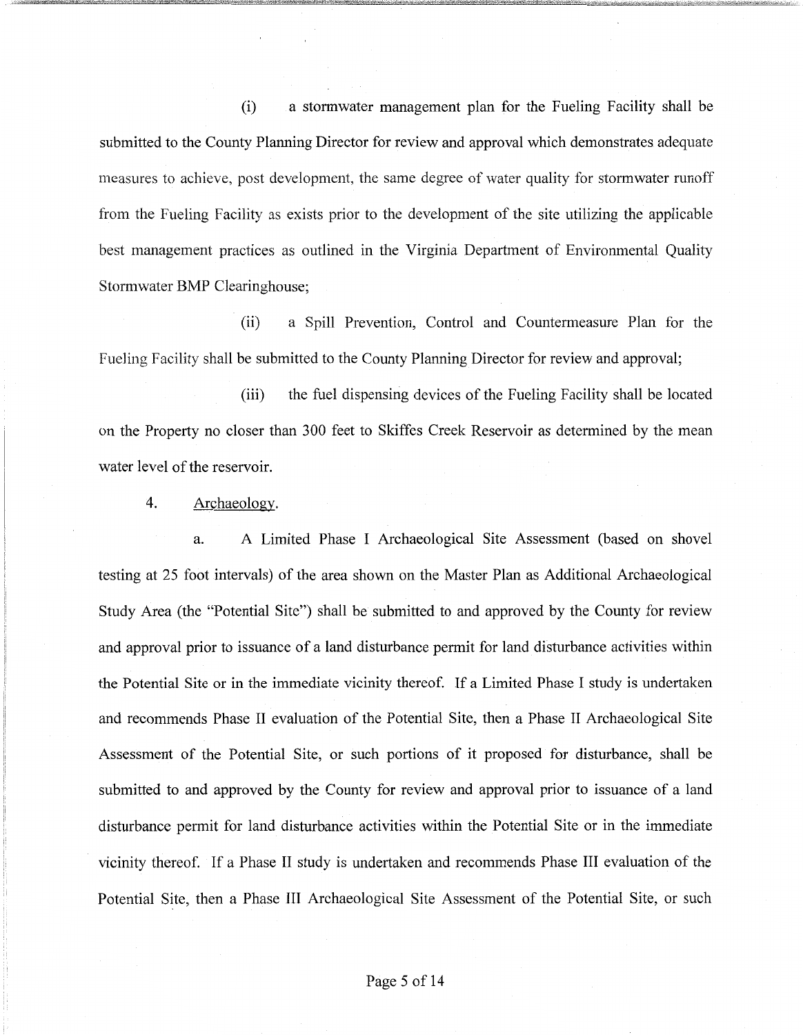(i) a stormwater management plan for the Fueling Facility shall be submitted to the County Planning Director for review and approval which demonstrates adequate measures to achieve, post development, the same degree of water quality for stormwater runoff from the Fueling Facility as exists prior to the development of the site utilizing the applicable best management practices as outlined in the Virginia Department of Environmental Quality Stormwater BMP Clearinghouse;

(ii) a Spill Prevention, Control and Countermeasure Plan for the Fueling Facility shall be submitted to the County Planning Director for review and approval;

(iii) the fuel dispensing devices of the Fueling Facility shall be located on the Property no closer than 300 feet to Skiffes Creek Reservoir as determined by the mean water level of the reservoir.

4. Archaeology.

a. A Limited Phase I Archaeological Site Assessment (based on shovel testing at 25 foot intervals) of the area shown on the Master Plan as Additional Archaeological Study Area (the "Potential Site") shall be submitted to and approved by the County for review and approval prior to issuance of a land disturbance permit for land disturbance activities within the Potential Site or in the immediate vicinity thereof. If a Limited Phase I study is undertaken and recommends Phase II evaluation of the Potential Site, then a Phase II Archaeological Site Assessment of the Potential Site, or such portions of it proposed for disturbance, shall be submitted to and approved by the County for review and approval prior to issuance of a land disturbance permit for land disturbance activities within the Potential Site or in the immediate vicinity thereof. If a Phase II study is undertaken and recommends Phase III evaluation of the Potential Site, then a Phase III Archaeological Site Assessment of the Potential Site, or such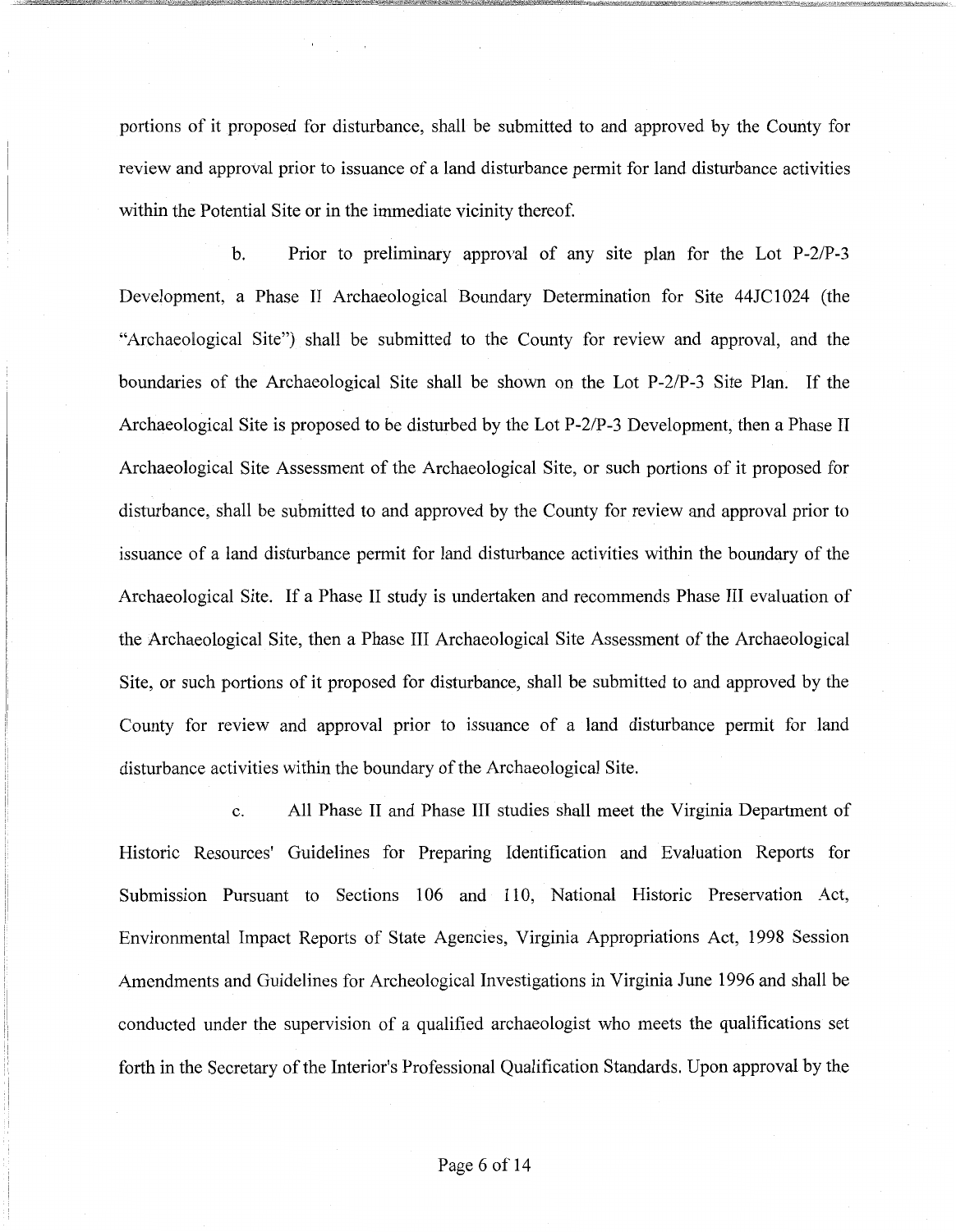portions of it proposed for disturbance, shall be submitted to and approved by the County for review and approval prior to issuance of a land disturbance permit for land disturbance activities within the Potential Site or in the immediate vicinity thereof.

b. Prior to preliminary approval of any site plan for the Lot P-2/P-3 Development, a Phase II Archaeological Boundary Determination for Site 44JC1024 (the "Archaeological Site") shall be submitted to the County for review and approval, and the boundaries of the Archaeological Site shall be shown on the Lot P-2/P-3 Site Plan. If the Archaeological Site is proposed to be disturbed by the Lot P-2/P-3 Development, then a Phase II Archaeological Site Assessment of the Archaeological Site, or such portions of it proposed for disturbance, shall be submitted to and approved by the County for review and approval prior to issuance of a land disturbance permit for land disturbance activities within the boundary of the Archaeological Site. If a Phase II study is undertaken and recommends Phase III evaluation of the Archaeological Site, then a Phase III Archaeological Site Assessment of the Archaeological Site, or such portions of it proposed for disturbance, shall be submitted to and approved by the County for review and approval prior to issuance of a land disturbance permit for land disturbance activities within the boundary of the Archaeological Site.

c. All Phase II and Phase III studies shall meet the Virginia Department of Historic Resources' Guidelines for Preparing Identification and Evaluation Reports for Submission Pursuant to Sections 106 and 110, National Historic Preservation Act, Environmental Impact Reports of State Agencies, Virginia Appropriations Act, 1998 Session Amendments and Guidelines for Archeological Investigations in Virginia June 1996 and shall be conducted under the supervision of a qualified archaeologist who meets the qualifications set forth in the Secretary of the Interior's Professional Qualification Standards. Upon approval by the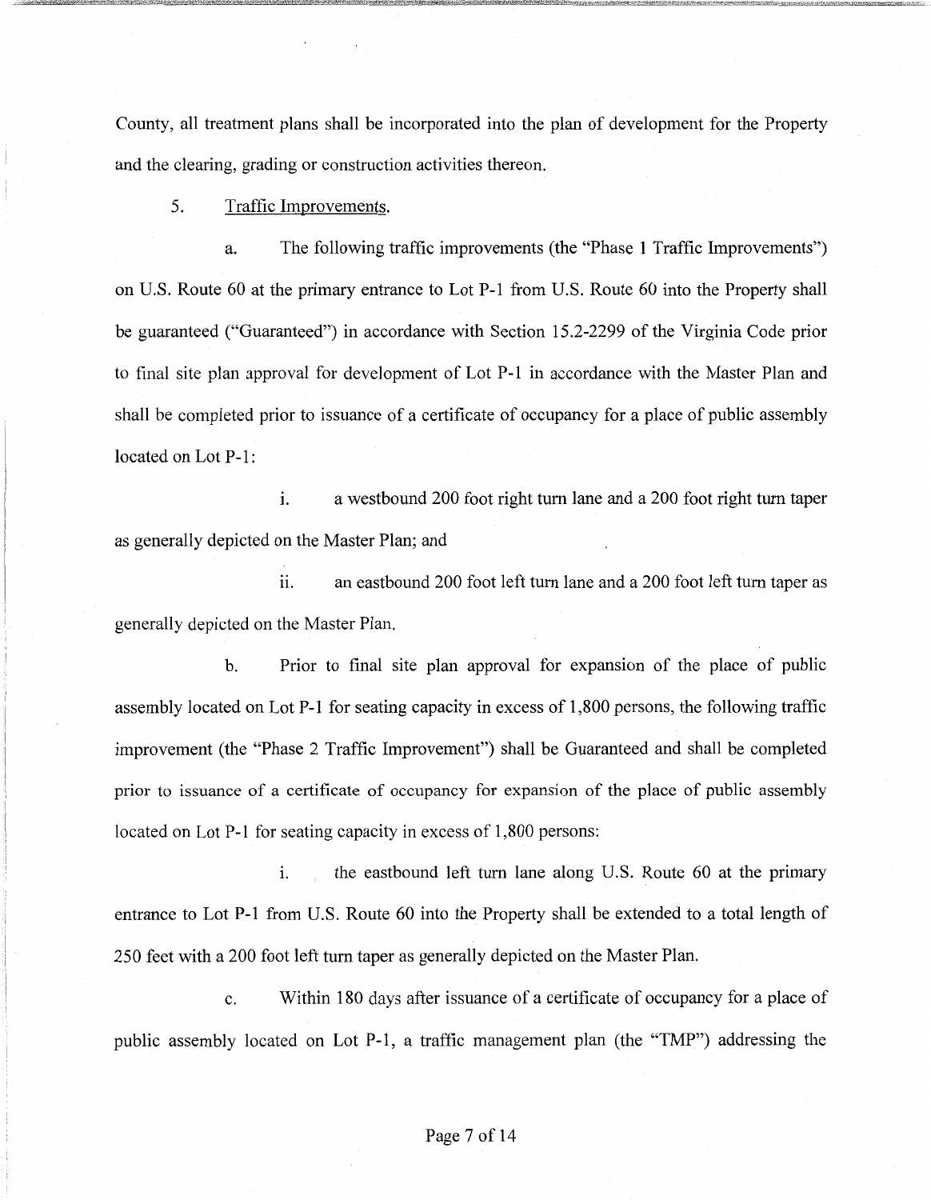County, all treatment plans shall be incorporated into the plan of development for the Property and the clearing, grading or construction activities thereon.

5. Traffic Improvements.

a. The following traffic improvements (the "Phase 1 Traffic Improvements") on U.S. Route 60 at the primary entrance to Lot P-1 from U.S. Route 60 into the Property shall be guaranteed ("Guaranteed") in accordance with Section 15.2-2299 of the Virginia Code prior to final site plan approval for development of Lot P-1 in accordance with the Master Plan and shall be completed prior to issuance of a certificate of occupancy for a place of public assembly located on Lot P-1:

i. a westbound 200 foot right turn lane and a 200 foot right turn taper as generally depicted on the Master Plan; and

ii. an eastbound 200 foot left turn lane and a 200 foot left turn taper as generally depicted on the Master Plan.

b. Prior to final site plan approval for expansion of the place of public assembly located on Lot P-1 for seating capacity in excess of 1,800 persons, the following traffic improvement (the "Phase 2 Traffic Improvement") shall be Guaranteed and shall be completed prior to issuance of a certificate of occupancy for expansion of the place of public assembly located on Lot P-1 for seating capacity in excess of 1,800 persons:

i. the eastbound left turn lane along U.S. Route 60 at the primary entrance to Lot P-1 from U.S. Route 60 into the Property shall be extended to a total length of 250 feet with a 200 foot left turn taper as generally depicted on the Master Plan.

c. Within 180 days after issuance of a certificate of occupancy for a place of public assembly located on Lot P-1, a traffic management plan (the "TMP") addressing the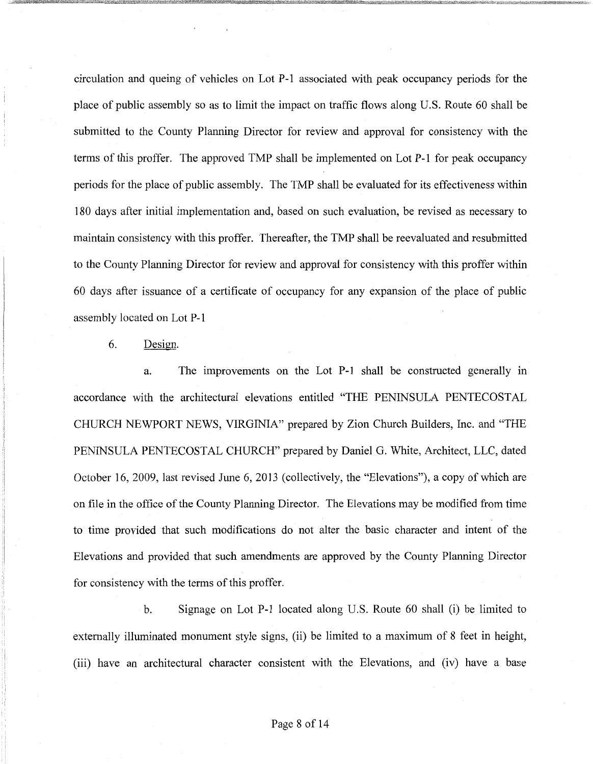circulation and queing of vehicles on Lot P-1 associated with peak occupancy periods for the place of public assembly so as to limit the impact on traffic flows along U.S. Route 60 shall be submitted to the County Planning Director for review and approval for consistency with the terms of this proffer. The approved TMP shall be implemented on Lot P-1 for peak occupancy periods for the place of public assembly. The TMP shall be evaluated for its effectiveness within 180 days after initial implementation and, based on such evaluation, be revised as necessary to maintain consistency with this proffer. Thereafter, the TMP shall be reevaluated and resubmitted to the County Planning Director for review and approval for consistency with this proffer within 60 days after issuance of a certificate of occupancy for any expansion of the place of public assembly located on Lot P-1

6. Design.

a. The improvements on the Lot P-1 shall be constructed generally in accordance with the architectural elevations entitled "THE PENINSULA PENTECOSTAL CHURCH NEWPORT NEWS, VIRGINIA" prepared by Zion Church Builders, Inc. and "THE PENINSULA PENTECOSTAL CHURCH" prepared by Daniel G. White, Architect, LLC, dated October 16, 2009, last revised June 6, 2013 (collectively, the "Elevations"), a copy of which are on file in the office of the County Planning Director. The Elevations may be modified from time to time provided that such modifications do not alter the basic character and intent of the Elevations and provided that such amendments are approved by the County Planning Director for consistency with the terms of this proffer.

b. Signage on Lot P-1 located along U.S. Route 60 shall (i) be limited to externally illuminated monument style signs, (ii) be limited to a maximum of 8 feet in height, (iii) have an architectural character consistent with the Elevations, and (iv) have a base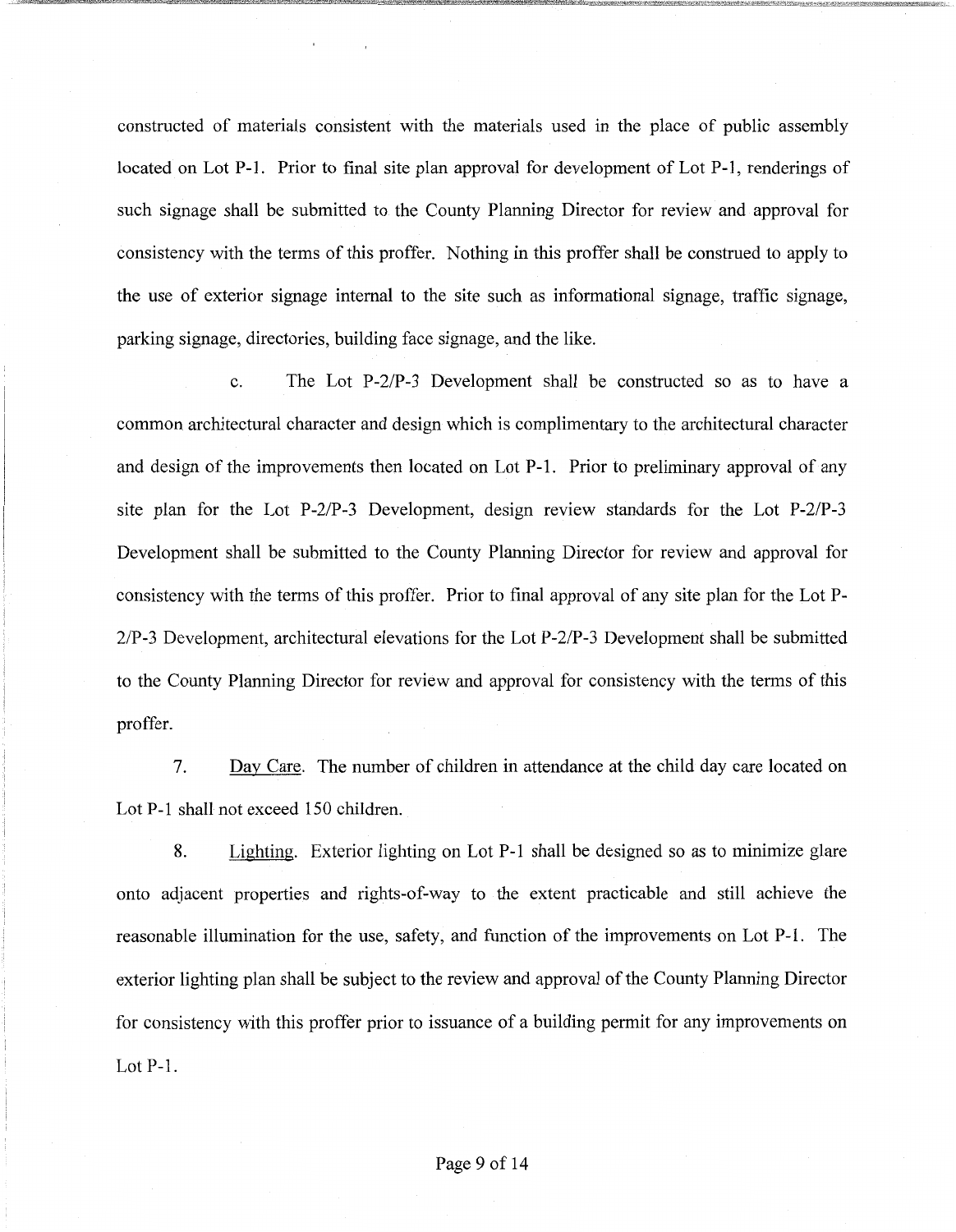constructed of materials consistent with the materials used in the place of public assembly located on Lot P-1. Prior to final site plan approval for development of Lot P-1, renderings of such signage shall be submitted to the County Planning Director for review and approval for consistency with the terms of this proffer. Nothing in this proffer shall be construed to apply to the use of exterior signage internal to the site such as informational signage, traffic signage, parking signage, directories, building face signage, and the like.

c. The Lot P-2/P-3 Development shall be constructed so as to have a common architectural character and design which is complimentary to the architectural character and design of the improvements then located on Lot P-1. Prior to preliminary approval of any site plan for the Lot P-2/P-3 Development, design review standards for the Lot P-2/P-3 Development shall be submitted to the County Planning Director for review and approval for consistency with the terms of this proffer. Prior to final approval of any site plan for the Lot P-2/P-3 Development, architectural elevations for the Lot P-2/P-3 Development shall be submitted to the County Planning Director for review and approval for consistency with the terms of this proffer.

7. Day Care. The number of children in attendance at the child day care located on Lot P-1 shall not exceed 150 children.

8. Lighting. Exterior lighting on Lot P-1 shall be designed so as to minimize glare onto adjacent properties and rights-of-way to the extent practicable and still achieve the reasonable illumination for the use, safety, and function of the improvements on Lot P-1. The exterior lighting plan shall be subject to the review and approval of the County Planning Director for consistency with this proffer prior to issuance of a building permit for any improvements on Lot P-1.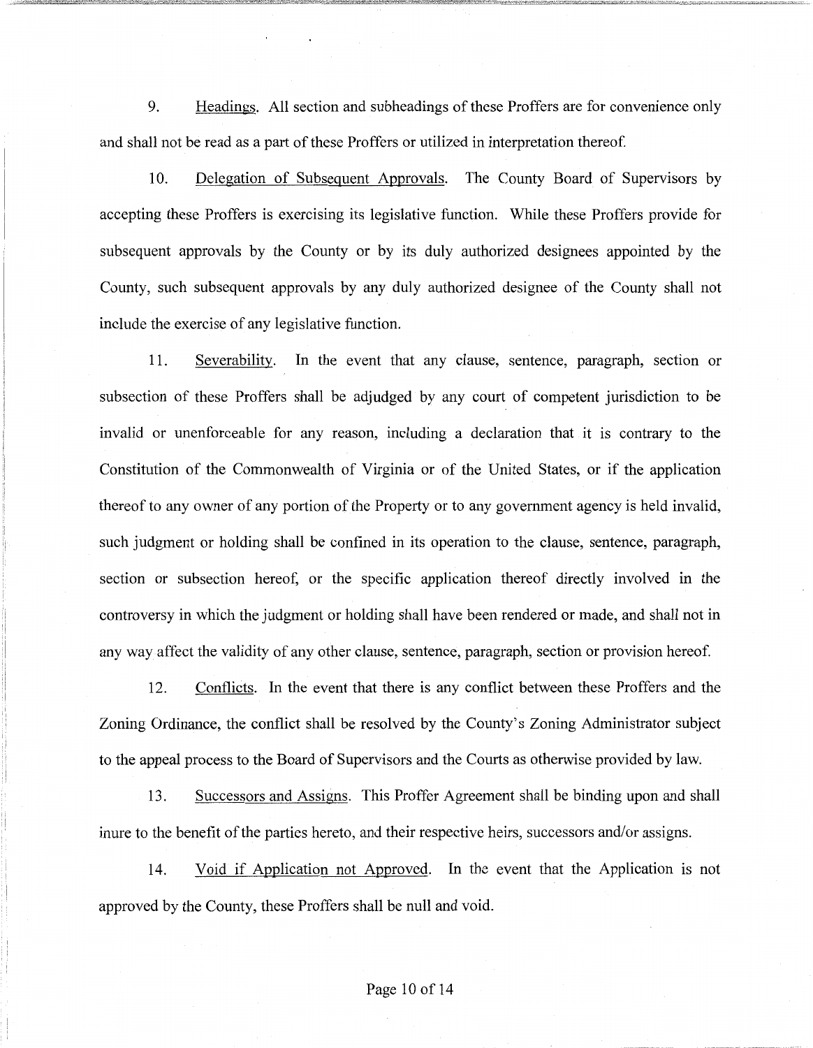9. <u>Headings</u>. All section and subheadings of these Proffers are for convenience only and shall not be read as a part of these Proffers or utilized in interpretation thereof.

10. <u>Delegation of Subsequent Approvals</u>. The County Board of Supervisors by accepting these Proffers is exercising its legislative function. While these Proffers provide for subsequent approvals by the County or by its duly authorized designees appointed by the County, such subsequent approvals by any duly authorized designee of the County shall not include the exercise of any legislative function.

11. <u>Severability</u>. In the event that any clause, sentence, paragraph, section or subsection of these Proffers shall be adjudged by any court of competent jurisdiction to be invalid or unenforceable for any reason, including a declaration that it is contrary to the Constitution of the Commonwealth of Virginia or of the United States, or if the application thereof to any owner of any portion of the Property or to any government agency is held invalid, such judgment or holding shall be confined in its operation to the clause, sentence, paragraph, section or subsection hereof, or the specific application thereof directly involved in the controversy in which the judgment or holding shall have been rendered or made, and shall not in any way affect the validity of any other clause, sentence, paragraph, section or provision hereof.

12. <u>Conflicts</u>. In the event that there is any conflict between these Proffers and the Zoning Ordinance, the conflict shall be resolved by the County's Zoning Administrator subject to the appeal process to the Board of Supervisors and the Courts as otherwise provided by law.

13. <u>Successors and Assigns</u>. This Proffer Agreement shall be binding upon and shall inure to the benefit of the parties hereto, and their respective heirs, successors and/or assigns.

14. <u>Void if Application not Approved</u>. In the event that the Application is not approved by the County, these Proffers shall be null and void.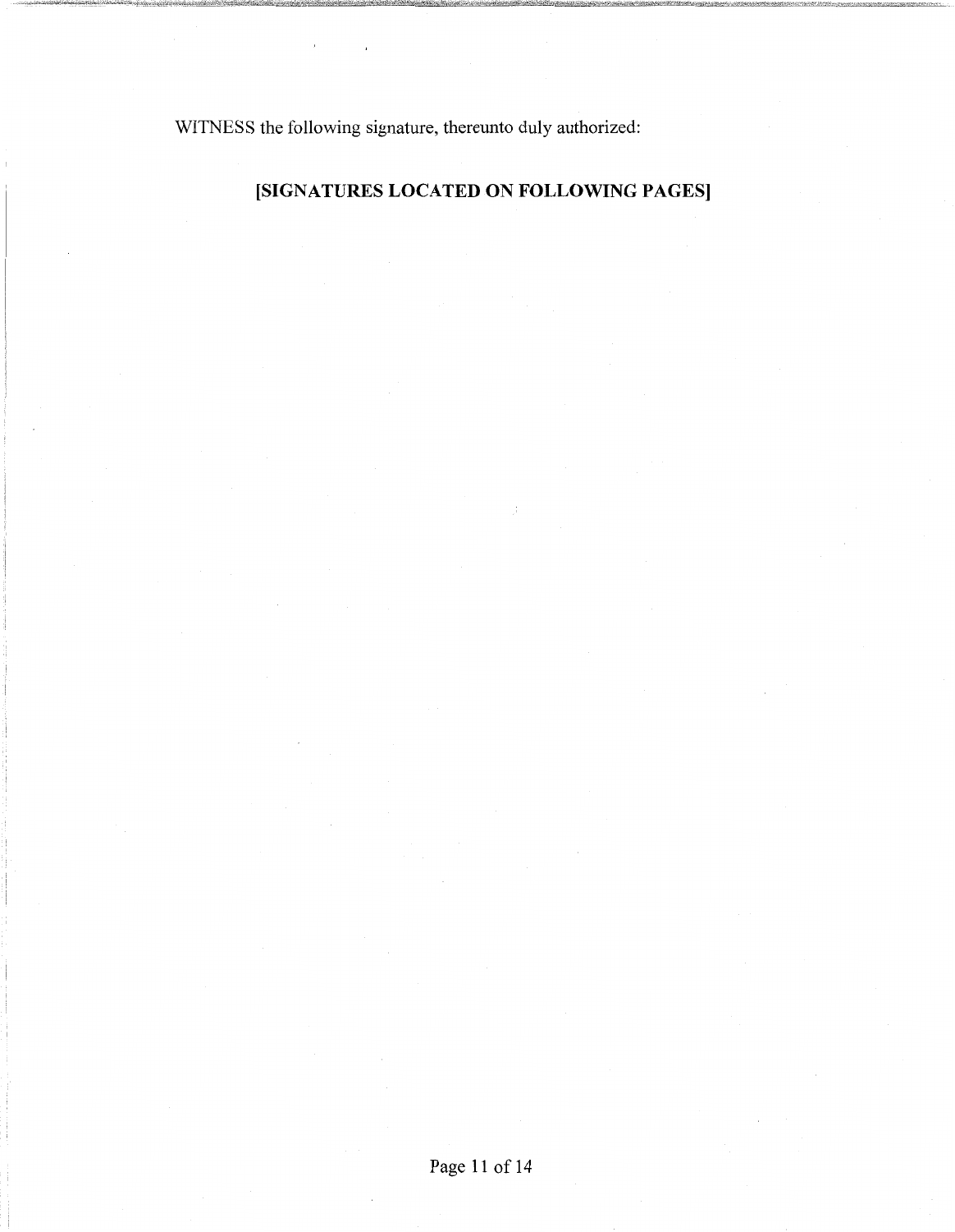WITNESS the following signature, thereunto duly authorized:

**[SIGNATURES LOCATED ON FOLLOWING PAGES]**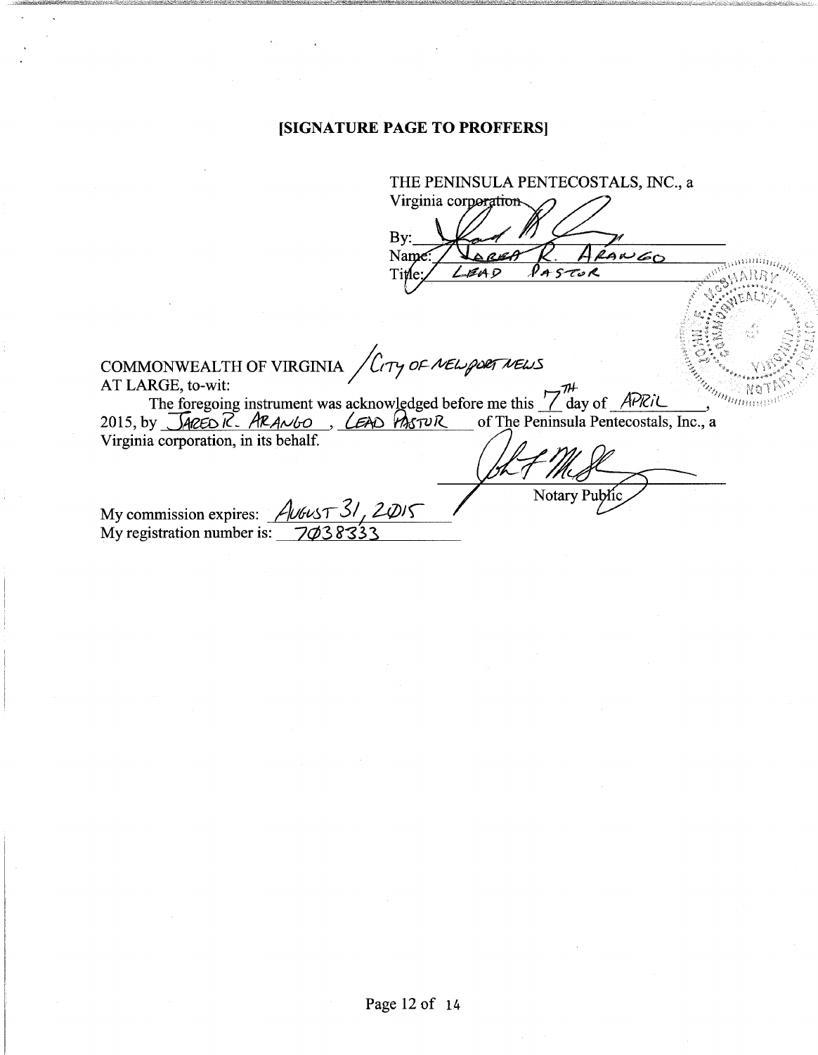**[SIGNATURE PAGE TO PROFFERS]**

THE PENINSULA PENTECOSTALS, INC., a Virginia corporation

By: ______________________
Name: Jared R. Arango
Title: Lead Pastor

COMMONWEALTH OF VIRGINIA / City of Newport News
AT LARGE, to-wit:

The foregoing instrument was acknowledged before me this 7th day of April, 2015, by Jared R. Arango, Lead Pastor of The Peninsula Pentecostals, Inc., a Virginia corporation, in its behalf.

______________________
Notary Public

My commission expires: August 31, 2015
My registration number is: 7038333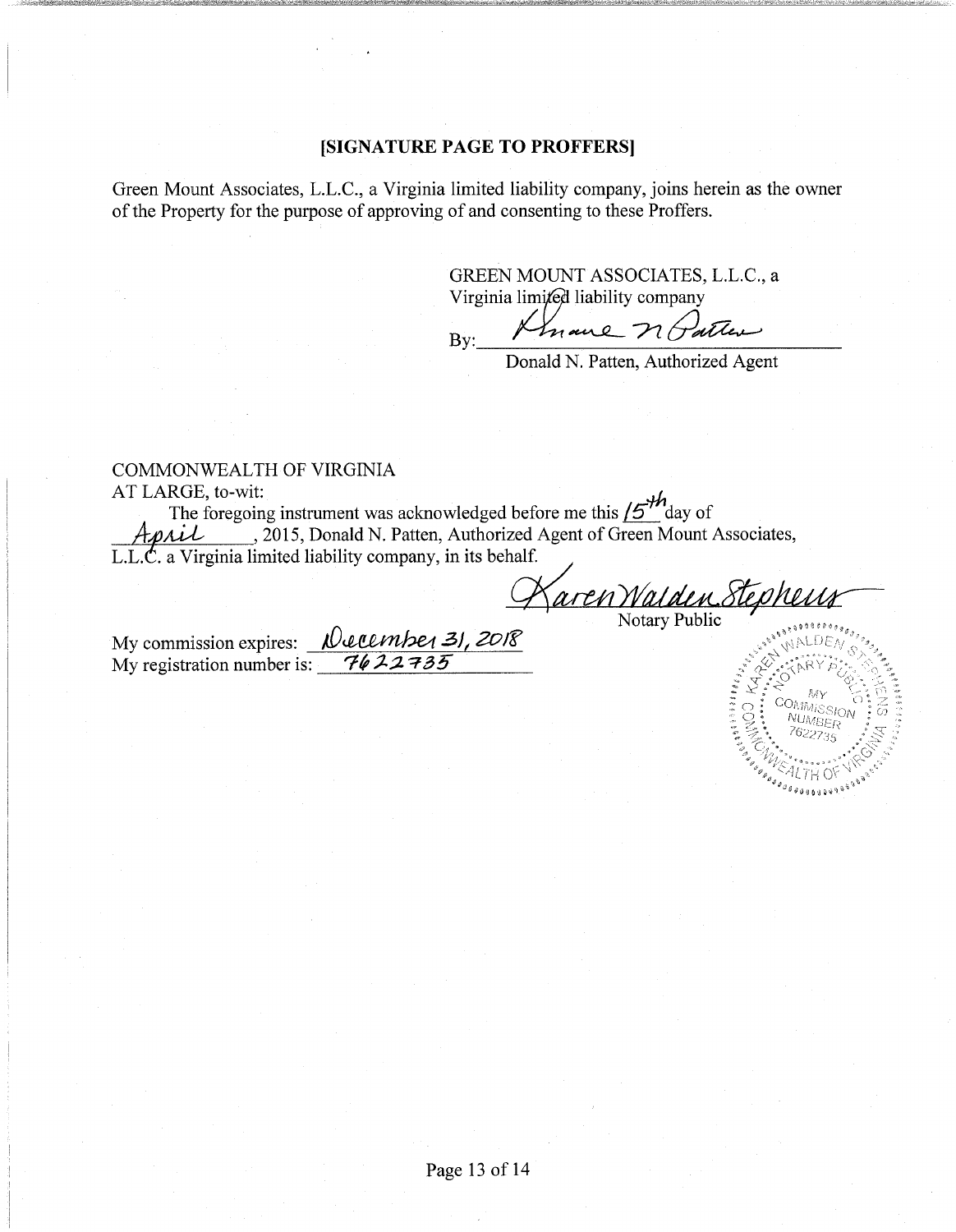**[SIGNATURE PAGE TO PROFFERS]**

Green Mount Associates, L.L.C., a Virginia limited liability company, joins herein as the owner of the Property for the purpose of approving of and consenting to these Proffers.

GREEN MOUNT ASSOCIATES, L.L.C., a Virginia limited liability company

By: Donald N. Patten

Donald N. Patten, Authorized Agent

COMMONWEALTH OF VIRGINIA
AT LARGE, to-wit:

The foregoing instrument was acknowledged before me this 15th day of April, 2015, Donald N. Patten, Authorized Agent of Green Mount Associates, L.L.C. a Virginia limited liability company, in its behalf.

Karen Walden Stephens
Notary Public

My commission expires: December 31, 2018
My registration number is: 7622735

KAREN WALDEN STEPHENS
NOTARY PUBLIC
MY COMMISSION NUMBER 7622735
COMMONWEALTH OF VIRGINIA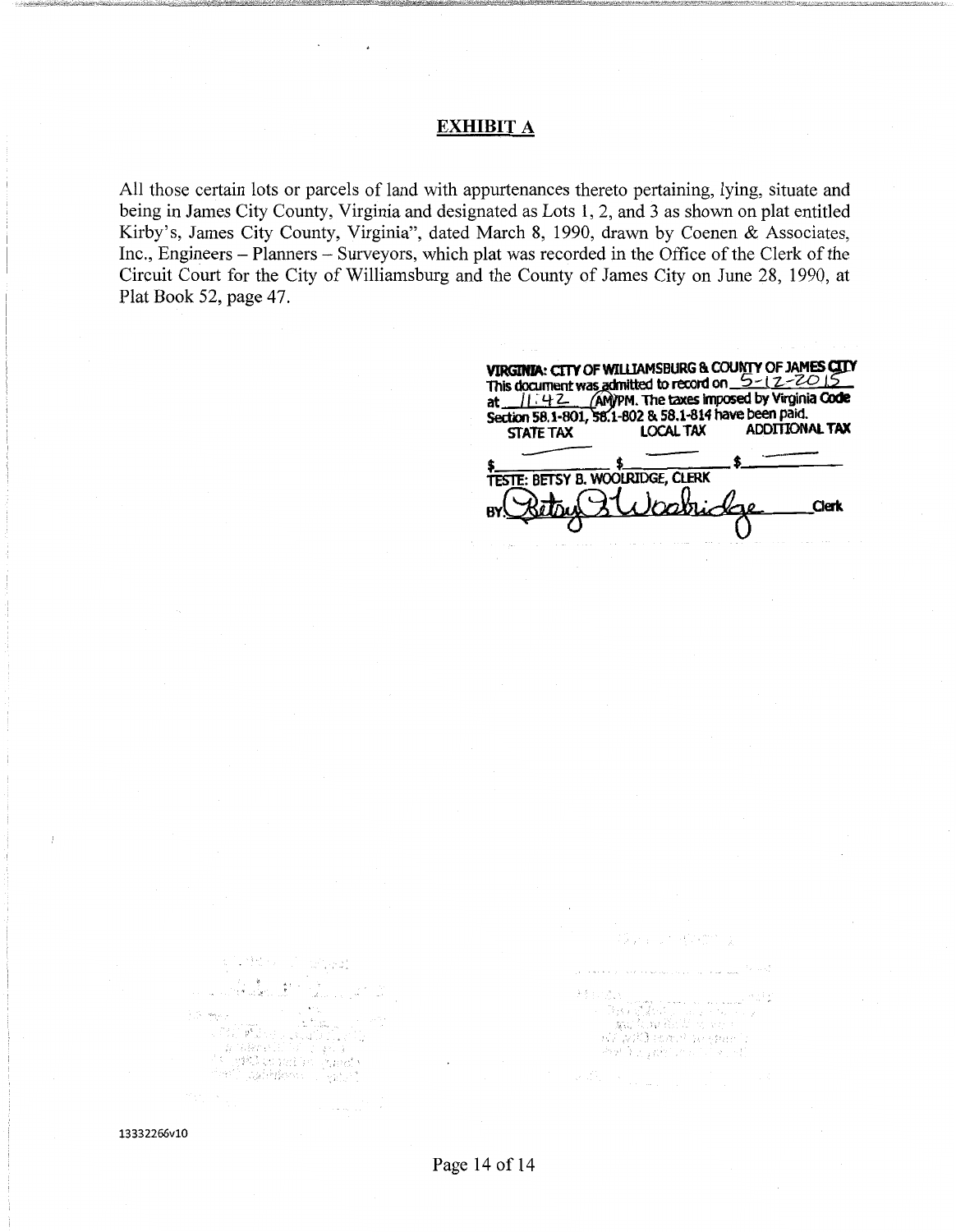# EXHIBIT A

All those certain lots or parcels of land with appurtenances thereto pertaining, lying, situate and being in James City County, Virginia and designated as Lots 1, 2, and 3 as shown on plat entitled Kirby's, James City County, Virginia", dated March 8, 1990, drawn by Coenen & Associates, Inc., Engineers – Planners – Surveyors, which plat was recorded in the Office of the Clerk of the Circuit Court for the City of Williamsburg and the County of James City on June 28, 1990, at Plat Book 52, page 47.

**VIRGINIA: CITY OF WILLIAMSBURG & COUNTY OF JAMES CITY**
This document was admitted to record on 5-12-2015 at 11:42 AM/PM. The taxes imposed by Virginia Code Section 58.1-801, 58.1-802 & 58.1-814 have been paid.

| STATE TAX | LOCAL TAX | ADDITIONAL TAX |
|---|---|---|
| $ —— | $ —— | $ —— |

TESTE: BETSY B. WOOLRIDGE, CLERK

BY: Betsy B. Woolridge Clerk

13332266v10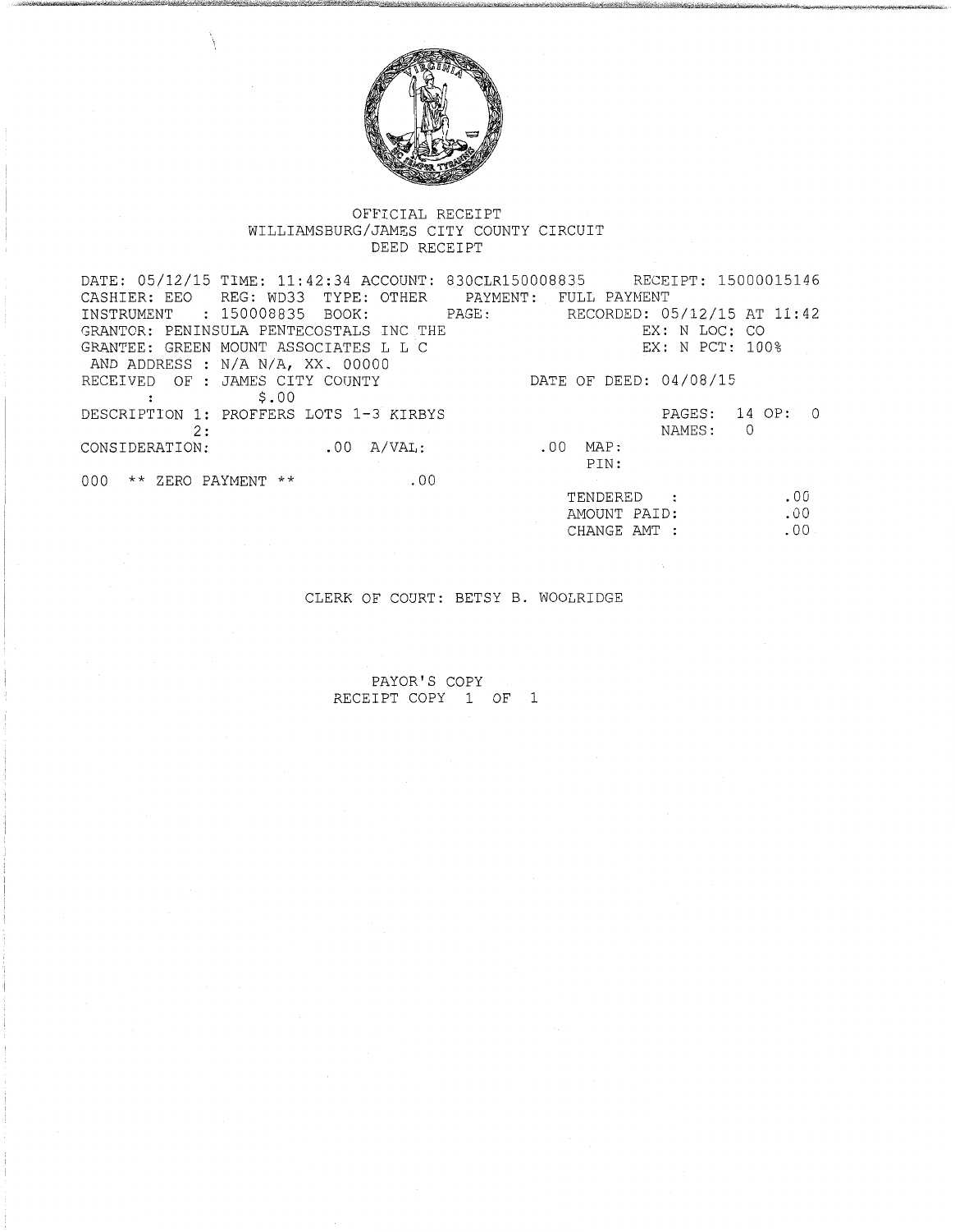OFFICIAL RECEIPT
WILLIAMSBURG/JAMES CITY COUNTY CIRCUIT
DEED RECEIPT

DATE: 05/12/15 TIME: 11:42:34 ACCOUNT: 830CLR150008835 RECEIPT: 15000015146
CASHIER: EEO REG: WD33 TYPE: OTHER PAYMENT: FULL PAYMENT
INSTRUMENT : 150008835 BOOK: PAGE: RECORDED: 05/12/15 AT 11:42
GRANTOR: PENINSULA PENTECOSTALS INC THE EX: N LOC: CO
GRANTEE: GREEN MOUNT ASSOCIATES L L C EX: N PCT: 100%
AND ADDRESS : N/A N/A, XX. 00000
RECEIVED OF : JAMES CITY COUNTY DATE OF DEED: 04/08/15
: $.00
DESCRIPTION 1: PROFFERS LOTS 1-3 KIRBYS PAGES: 14 OP: 0
2: NAMES: 0
CONSIDERATION: .00 A/VAL: .00 MAP:
PIN:

000 ** ZERO PAYMENT ** .00

TENDERED : .00
AMOUNT PAID: .00
CHANGE AMT : .00

CLERK OF COURT: BETSY B. WOOLRIDGE

PAYOR'S COPY
RECEIPT COPY 1 OF 1